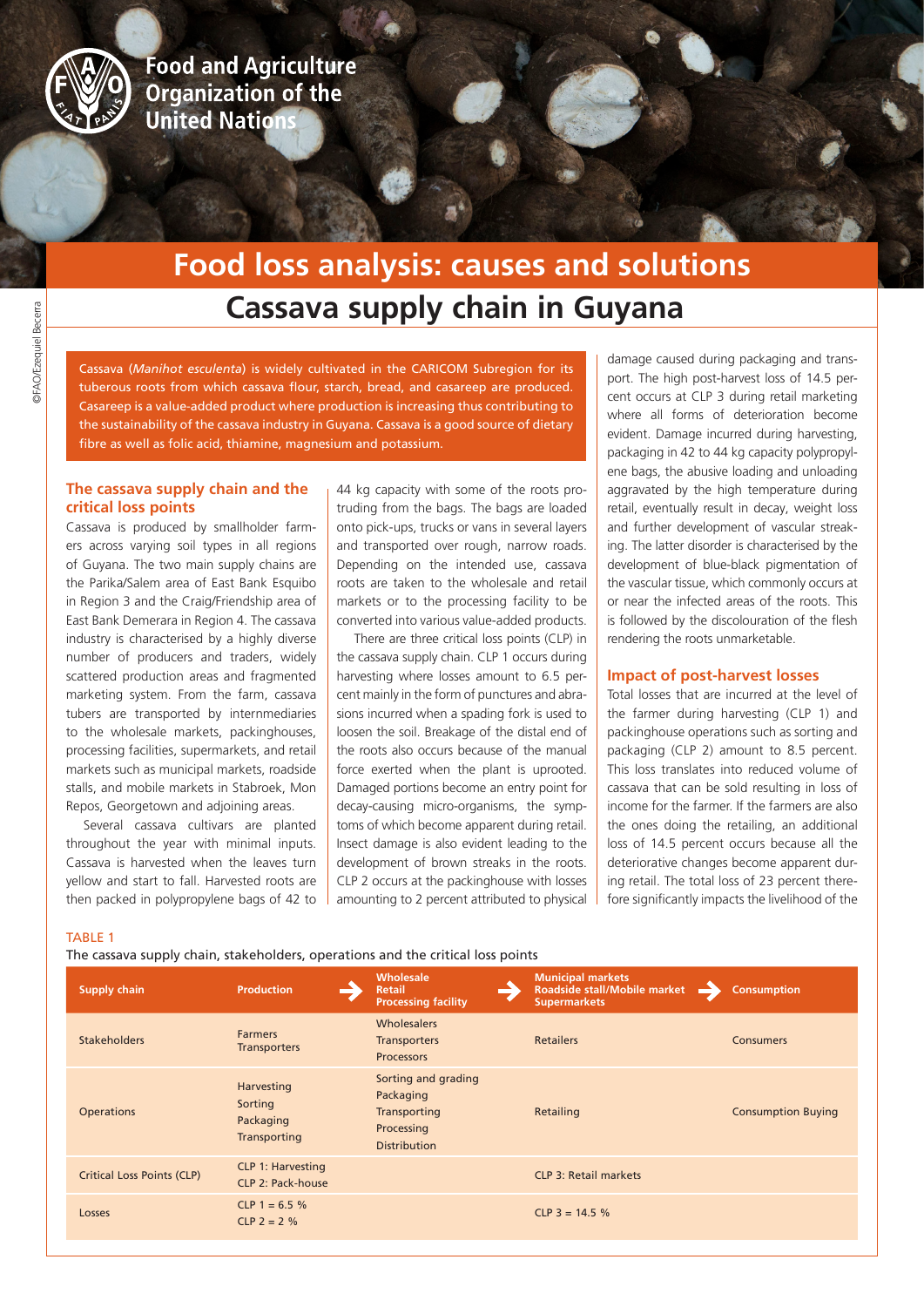Food and Agriculture Organization of the United Nations

# Food loss analysis: causes and solutions

## Cassava supply chain in Guyana

Cassava (*Manihot esculenta*) is widely cultivated in the CARICOM Subregion for its tuberous roots from which cassava flour, starch, bread, and casareep are produced. Casareep is a value-added product where production is increasing thus contributing to the sustainability of the cassava industry in Guyana. Cassava is a good source of dietary fibre as well as folic acid, thiamine, magnesium and potassium.

### The cassava supply chain and the critical loss points

Cassava is produced by smallholder farmers across varying soil types in all regions of Guyana. The two main supply chains are the Parika/Salem area of East Bank Esquibo in Region 3 and the Craig/Friendship area of East Bank Demerara in Region 4. The cassava industry is characterised by a highly diverse number of producers and traders, widely scattered production areas and fragmented marketing system. From the farm, cassava tubers are transported by internmediaries to the wholesale markets, packinghouses, processing facilities, supermarkets, and retail markets such as municipal markets, roadside stalls, and mobile markets in Stabroek, Mon Repos, Georgetown and adjoining areas.

Several cassava cultivars are planted throughout the year with minimal inputs. Cassava is harvested when the leaves turn yellow and start to fall. Harvested roots are then packed in polypropylene bags of 42 to 44 kg capacity with some of the roots protruding from the bags. The bags are loaded onto pick-ups, trucks or vans in several layers and transported over rough, narrow roads. Depending on the intended use, cassava roots are taken to the wholesale and retail markets or to the processing facility to be converted into various value-added products.

There are three critical loss points (CLP) in the cassava supply chain. CLP 1 occurs during harvesting where losses amount to 6.5 percent mainly in the form of punctures and abrasions incurred when a spading fork is used to loosen the soil. Breakage of the distal end of the roots also occurs because of the manual force exerted when the plant is uprooted. Damaged portions become an entry point for decay-causing micro-organisms, the symptoms of which become apparent during retail. Insect damage is also evident leading to the development of brown streaks in the roots. CLP 2 occurs at the packinghouse with losses amounting to 2 percent attributed to physical damage caused during packaging and transport. The high post-harvest loss of 14.5 percent occurs at CLP 3 during retail marketing where all forms of deterioration become evident. Damage incurred during harvesting, packaging in 42 to 44 kg capacity polypropylene bags, the abusive loading and unloading aggravated by the high temperature during retail, eventually result in decay, weight loss and further development of vascular streaking. The latter disorder is characterised by the development of blue-black pigmentation of the vascular tissue, which commonly occurs at or near the infected areas of the roots. This is followed by the discolouration of the flesh rendering the roots unmarketable.

### Impact of post-harvest losses

Total losses that are incurred at the level of the farmer during harvesting (CLP 1) and packinghouse operations such as sorting and packaging (CLP 2) amount to 8.5 percent. This loss translates into reduced volume of cassava that can be sold resulting in loss of income for the farmer. If the farmers are also the ones doing the retailing, an additional loss of 14.5 percent occurs because all the deteriorative changes become apparent during retail. The total loss of 23 percent therefore significantly impacts the livelihood of the

TABLE 1

The cassava supply chain, stakeholders, operations and the critical loss points

| Supply chain | Production | Wholesale<br>Retail<br>Processing facility | Municipal markets<br>Roadside stall/Mobile market<br>Supermarkets | Consumption |
|---|---|---|---|---|
| Stakeholders | Farmers<br>Transporters | Wholesalers<br>Transporters<br>Processors | Retailers | Consumers |
| Operations | Harvesting<br>Sorting<br>Packaging<br>Transporting | Sorting and grading<br>Packaging<br>Transporting<br>Processing<br>Distribution | Retailing | Consumption Buying |
| Critical Loss Points (CLP) | CLP 1: Harvesting<br>CLP 2: Pack-house | | CLP 3: Retail markets | |
| Losses | CLP 1 = 6.5 %<br>CLP 2 = 2 % | | CLP 3 = 14.5 % | |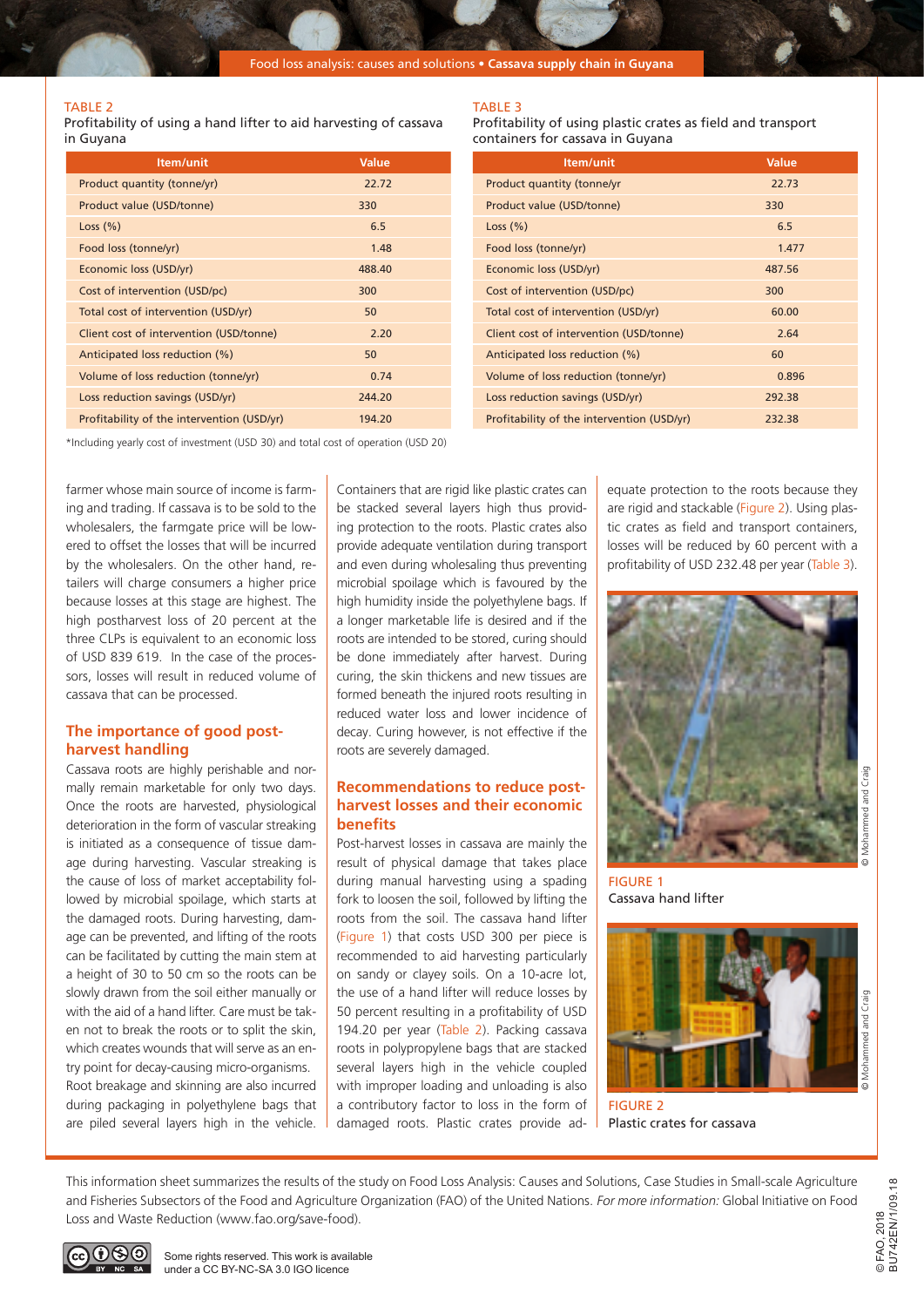TABLE 2
Profitability of using a hand lifter to aid harvesting of cassava in Guyana

| Item/unit | Value |
|---|---|
| Product quantity (tonne/yr) | 22.72 |
| Product value (USD/tonne) | 330 |
| Loss (%) | 6.5 |
| Food loss (tonne/yr) | 1.48 |
| Economic loss (USD/yr) | 488.40 |
| Cost of intervention (USD/pc) | 300 |
| Total cost of intervention (USD/yr) | 50 |
| Client cost of intervention (USD/tonne) | 2.20 |
| Anticipated loss reduction (%) | 50 |
| Volume of loss reduction (tonne/yr) | 0.74 |
| Loss reduction savings (USD/yr) | 244.20 |
| Profitability of the intervention (USD/yr) | 194.20 |

*Including yearly cost of investment (USD 30) and total cost of operation (USD 20)

TABLE 3
Profitability of using plastic crates as field and transport containers for cassava in Guyana

| Item/unit | Value |
|---|---|
| Product quantity (tonne/yr | 22.73 |
| Product value (USD/tonne) | 330 |
| Loss (%) | 6.5 |
| Food loss (tonne/yr) | 1.477 |
| Economic loss (USD/yr) | 487.56 |
| Cost of intervention (USD/pc) | 300 |
| Total cost of intervention (USD/yr) | 60.00 |
| Client cost of intervention (USD/tonne) | 2.64 |
| Anticipated loss reduction (%) | 60 |
| Volume of loss reduction (tonne/yr) | 0.896 |
| Loss reduction savings (USD/yr) | 292.38 |
| Profitability of the intervention (USD/yr) | 232.38 |

farmer whose main source of income is farming and trading. If cassava is to be sold to the wholesalers, the farmgate price will be lowered to offset the losses that will be incurred by the wholesalers. On the other hand, retailers will charge consumers a higher price because losses at this stage are highest. The high postharvest loss of 20 percent at the three CLPs is equivalent to an economic loss of USD 839 619. In the case of the processors, losses will result in reduced volume of cassava that can be processed.

## The importance of good post-harvest handling

Cassava roots are highly perishable and normally remain marketable for only two days. Once the roots are harvested, physiological deterioration in the form of vascular streaking is initiated as a consequence of tissue damage during harvesting. Vascular streaking is the cause of loss of market acceptability followed by microbial spoilage, which starts at the damaged roots. During harvesting, damage can be prevented, and lifting of the roots can be facilitated by cutting the main stem at a height of 30 to 50 cm so the roots can be slowly drawn from the soil either manually or with the aid of a hand lifter. Care must be taken not to break the roots or to split the skin, which creates wounds that will serve as an entry point for decay-causing micro-organisms. Root breakage and skinning are also incurred during packaging in polyethylene bags that are piled several layers high in the vehicle. Containers that are rigid like plastic crates can be stacked several layers high thus providing protection to the roots. Plastic crates also provide adequate ventilation during transport and even during wholesaling thus preventing microbial spoilage which is favoured by the high humidity inside the polyethylene bags. If a longer marketable life is desired and if the roots are intended to be stored, curing should be done immediately after harvest. During curing, the skin thickens and new tissues are formed beneath the injured roots resulting in reduced water loss and lower incidence of decay. Curing however, is not effective if the roots are severely damaged.

## Recommendations to reduce post-harvest losses and their economic benefits

Post-harvest losses in cassava are mainly the result of physical damage that takes place during manual harvesting using a spading fork to loosen the soil, followed by lifting the roots from the soil. The cassava hand lifter (Figure 1) that costs USD 300 per piece is recommended to aid harvesting particularly on sandy or clayey soils. On a 10-acre lot, the use of a hand lifter will reduce losses by 50 percent resulting in a profitability of USD 194.20 per year (Table 2). Packing cassava roots in polypropylene bags that are stacked several layers high in the vehicle coupled with improper loading and unloading is also a contributory factor to loss in the form of damaged roots. Plastic crates provide adequate protection to the roots because they are rigid and stackable (Figure 2). Using plastic crates as field and transport containers, losses will be reduced by 60 percent with a profitability of USD 232.48 per year (Table 3).

FIGURE 1
Cassava hand lifter

© Mohammed and Craig

FIGURE 2
Plastic crates for cassava

© Mohammed and Craig

This information sheet summarizes the results of the study on Food Loss Analysis: Causes and Solutions, Case Studies in Small-scale Agriculture and Fisheries Subsectors of the Food and Agriculture Organization (FAO) of the United Nations. *For more information:* Global Initiative on Food Loss and Waste Reduction (www.fao.org/save-food).

Some rights reserved. This work is available under a CC BY-NC-SA 3.0 IGO licence

© FAO, 2018
BU742EN/1/09.18